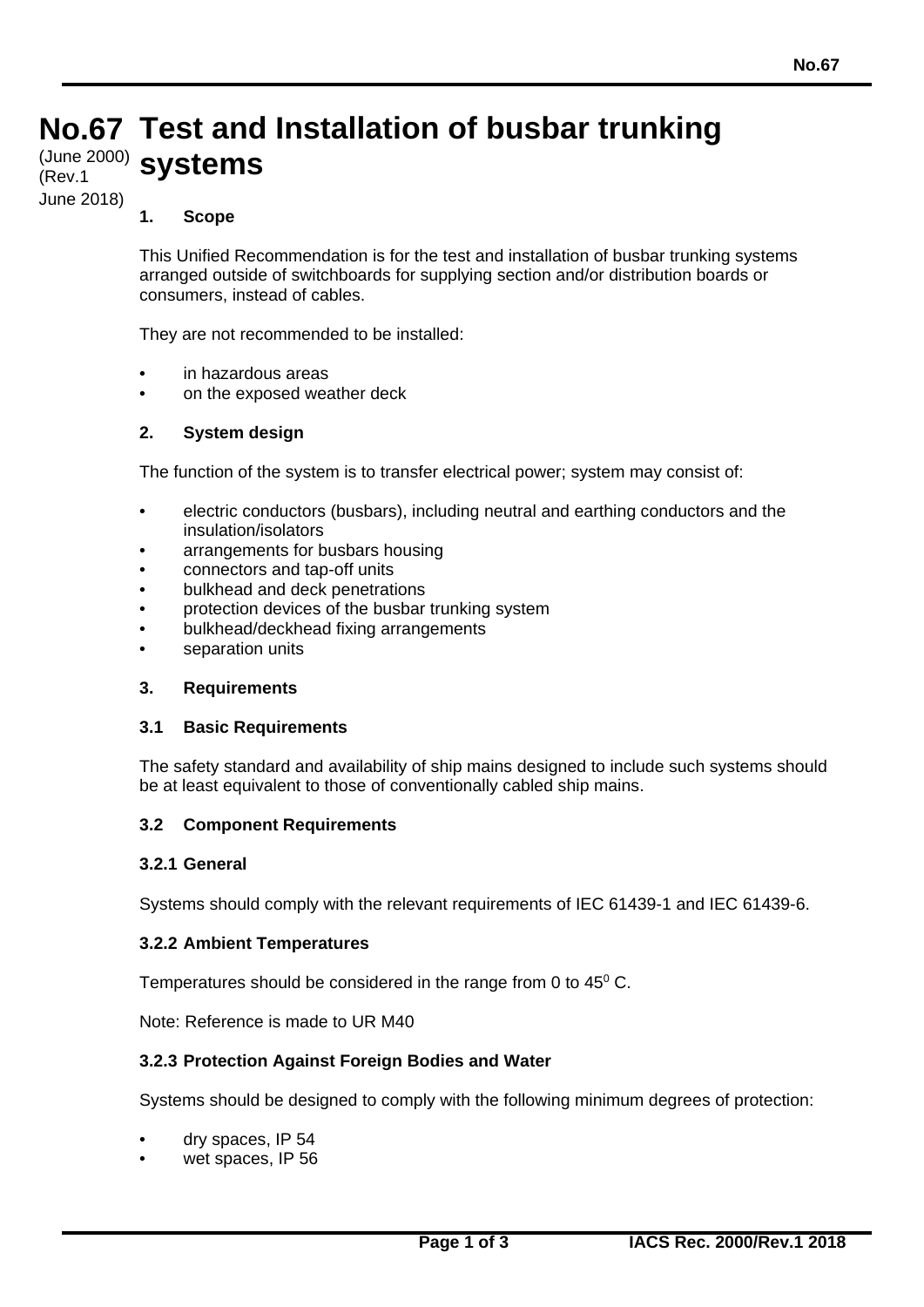# No.67 Test and Installation of busbar trunking systems

(June 2000)
(Rev.1
June 2018)

## 1. Scope

This Unified Recommendation is for the test and installation of busbar trunking systems arranged outside of switchboards for supplying section and/or distribution boards or consumers, instead of cables.

They are not recommended to be installed:

- in hazardous areas
- on the exposed weather deck

## 2. System design

The function of the system is to transfer electrical power; system may consist of:

- electric conductors (busbars), including neutral and earthing conductors and the insulation/isolators
- arrangements for busbars housing
- connectors and tap-off units
- bulkhead and deck penetrations
- protection devices of the busbar trunking system
- bulkhead/deckhead fixing arrangements
- separation units

## 3. Requirements

### 3.1 Basic Requirements

The safety standard and availability of ship mains designed to include such systems should be at least equivalent to those of conventionally cabled ship mains.

### 3.2 Component Requirements

#### 3.2.1 General

Systems should comply with the relevant requirements of IEC 61439-1 and IEC 61439-6.

#### 3.2.2 Ambient Temperatures

Temperatures should be considered in the range from 0 to $45^0$ C.

Note: Reference is made to UR M40

#### 3.2.3 Protection Against Foreign Bodies and Water

Systems should be designed to comply with the following minimum degrees of protection:

- dry spaces, IP 54
- wet spaces, IP 56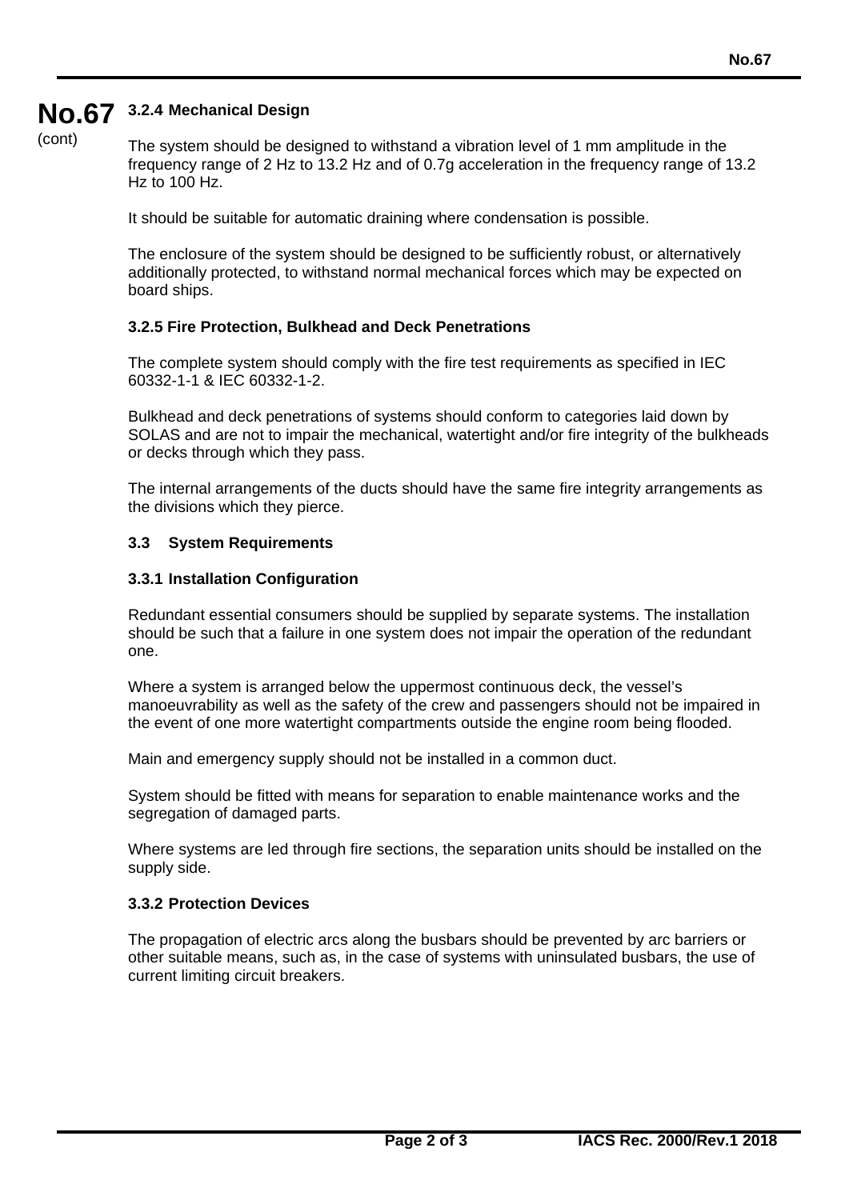#### 3.2.4 Mechanical Design

The system should be designed to withstand a vibration level of 1 mm amplitude in the frequency range of 2 Hz to 13.2 Hz and of 0.7g acceleration in the frequency range of 13.2 Hz to 100 Hz.

It should be suitable for automatic draining where condensation is possible.

The enclosure of the system should be designed to be sufficiently robust, or alternatively additionally protected, to withstand normal mechanical forces which may be expected on board ships.

#### 3.2.5 Fire Protection, Bulkhead and Deck Penetrations

The complete system should comply with the fire test requirements as specified in IEC 60332-1-1 & IEC 60332-1-2.

Bulkhead and deck penetrations of systems should conform to categories laid down by SOLAS and are not to impair the mechanical, watertight and/or fire integrity of the bulkheads or decks through which they pass.

The internal arrangements of the ducts should have the same fire integrity arrangements as the divisions which they pierce.

### 3.3 System Requirements

#### 3.3.1 Installation Configuration

Redundant essential consumers should be supplied by separate systems. The installation should be such that a failure in one system does not impair the operation of the redundant one.

Where a system is arranged below the uppermost continuous deck, the vessel's manoeuvrability as well as the safety of the crew and passengers should not be impaired in the event of one more watertight compartments outside the engine room being flooded.

Main and emergency supply should not be installed in a common duct.

System should be fitted with means for separation to enable maintenance works and the segregation of damaged parts.

Where systems are led through fire sections, the separation units should be installed on the supply side.

#### 3.3.2 Protection Devices

The propagation of electric arcs along the busbars should be prevented by arc barriers or other suitable means, such as, in the case of systems with uninsulated busbars, the use of current limiting circuit breakers.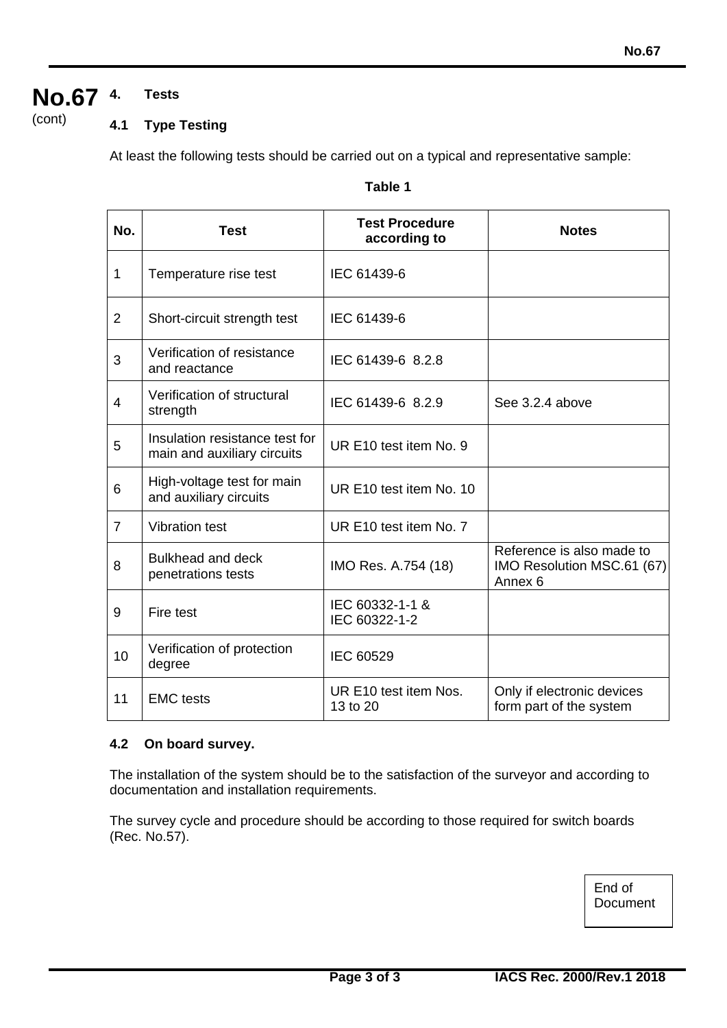## 4. Tests

### 4.1 Type Testing

At least the following tests should be carried out on a typical and representative sample:

**Table 1**

| No. | Test | Test Procedure according to | Notes |
|---|---|---|---|
| 1 | Temperature rise test | IEC 61439-6 | |
| 2 | Short-circuit strength test | IEC 61439-6 | |
| 3 | Verification of resistance and reactance | IEC 61439-6 8.2.8 | |
| 4 | Verification of structural strength | IEC 61439-6 8.2.9 | See 3.2.4 above |
| 5 | Insulation resistance test for main and auxiliary circuits | UR E10 test item No. 9 | |
| 6 | High-voltage test for main and auxiliary circuits | UR E10 test item No. 10 | |
| 7 | Vibration test | UR E10 test item No. 7 | |
| 8 | Bulkhead and deck penetrations tests | IMO Res. A.754 (18) | Reference is also made to IMO Resolution MSC.61 (67) Annex 6 |
| 9 | Fire test | IEC 60332-1-1 & IEC 60322-1-2 | |
| 10 | Verification of protection degree | IEC 60529 | |
| 11 | EMC tests | UR E10 test item Nos. 13 to 20 | Only if electronic devices form part of the system |

### 4.2 On board survey.

The installation of the system should be to the satisfaction of the surveyor and according to documentation and installation requirements.

The survey cycle and procedure should be according to those required for switch boards (Rec. No.57).

End of Document